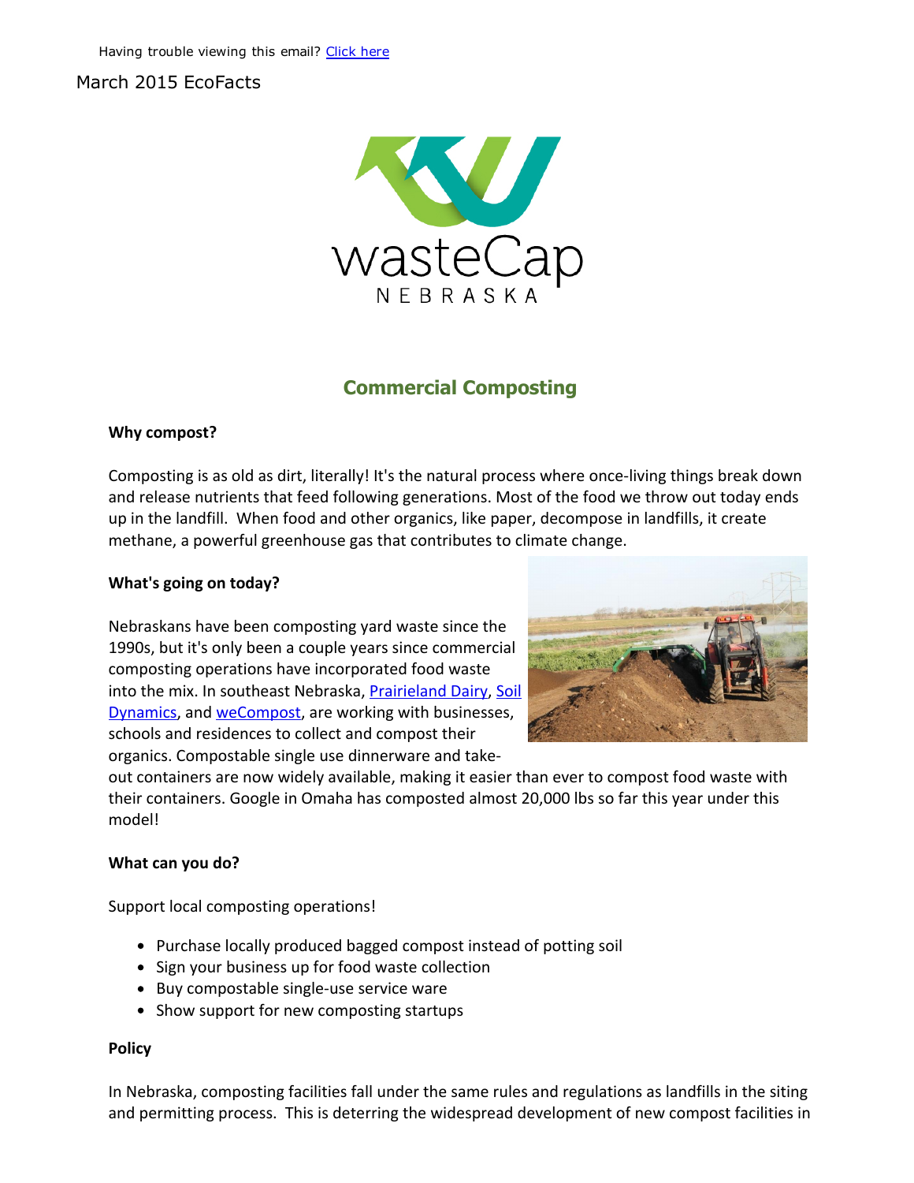Having trouble viewing this email? [Click here](#)

March 2015 EcoFacts

wasteCap NEBRASKA

## Commercial Composting

**Why compost?**

Composting is as old as dirt, literally! It's the natural process where once-living things break down and release nutrients that feed following generations. Most of the food we throw out today ends up in the landfill. When food and other organics, like paper, decompose in landfills, it create methane, a powerful greenhouse gas that contributes to climate change.

**What's going on today?**

Nebraskans have been composting yard waste since the 1990s, but it's only been a couple years since commercial composting operations have incorporated food waste into the mix. In southeast Nebraska, [Prairieland Dairy](#), [Soil Dynamics](#), and [weCompost](#), are working with businesses, schools and residences to collect and compost their organics. Compostable single use dinnerware and take-out containers are now widely available, making it easier than ever to compost food waste with their containers. Google in Omaha has composted almost 20,000 lbs so far this year under this model!

**What can you do?**

Support local composting operations!

- Purchase locally produced bagged compost instead of potting soil
- Sign your business up for food waste collection
- Buy compostable single-use service ware
- Show support for new composting startups

**Policy**

In Nebraska, composting facilities fall under the same rules and regulations as landfills in the siting and permitting process. This is deterring the widespread development of new compost facilities in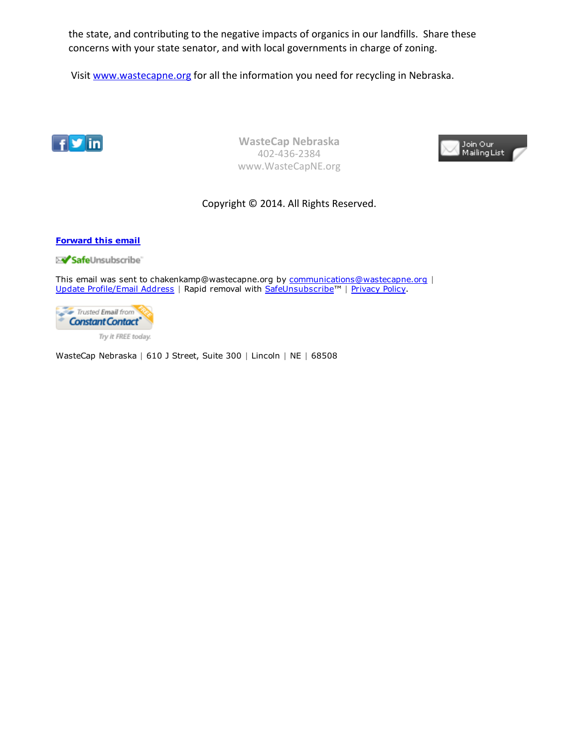the state, and contributing to the negative impacts of organics in our landfills. Share these concerns with your state senator, and with local governments in charge of zoning.

Visit www.wastecapne.org for all the information you need for recycling in Nebraska.

WasteCap Nebraska
402-436-2384
www.WasteCapNE.org

Join Our Mailing List

Copyright © 2014. All Rights Reserved.

**Forward this email**

SafeUnsubscribe

This email was sent to chakenkamp@wastecapne.org by communications@wastecapne.org | Update Profile/Email Address | Rapid removal with SafeUnsubscribe™ | Privacy Policy.

Trusted Email from Constant Contact
Try it FREE today.

WasteCap Nebraska | 610 J Street, Suite 300 | Lincoln | NE | 68508